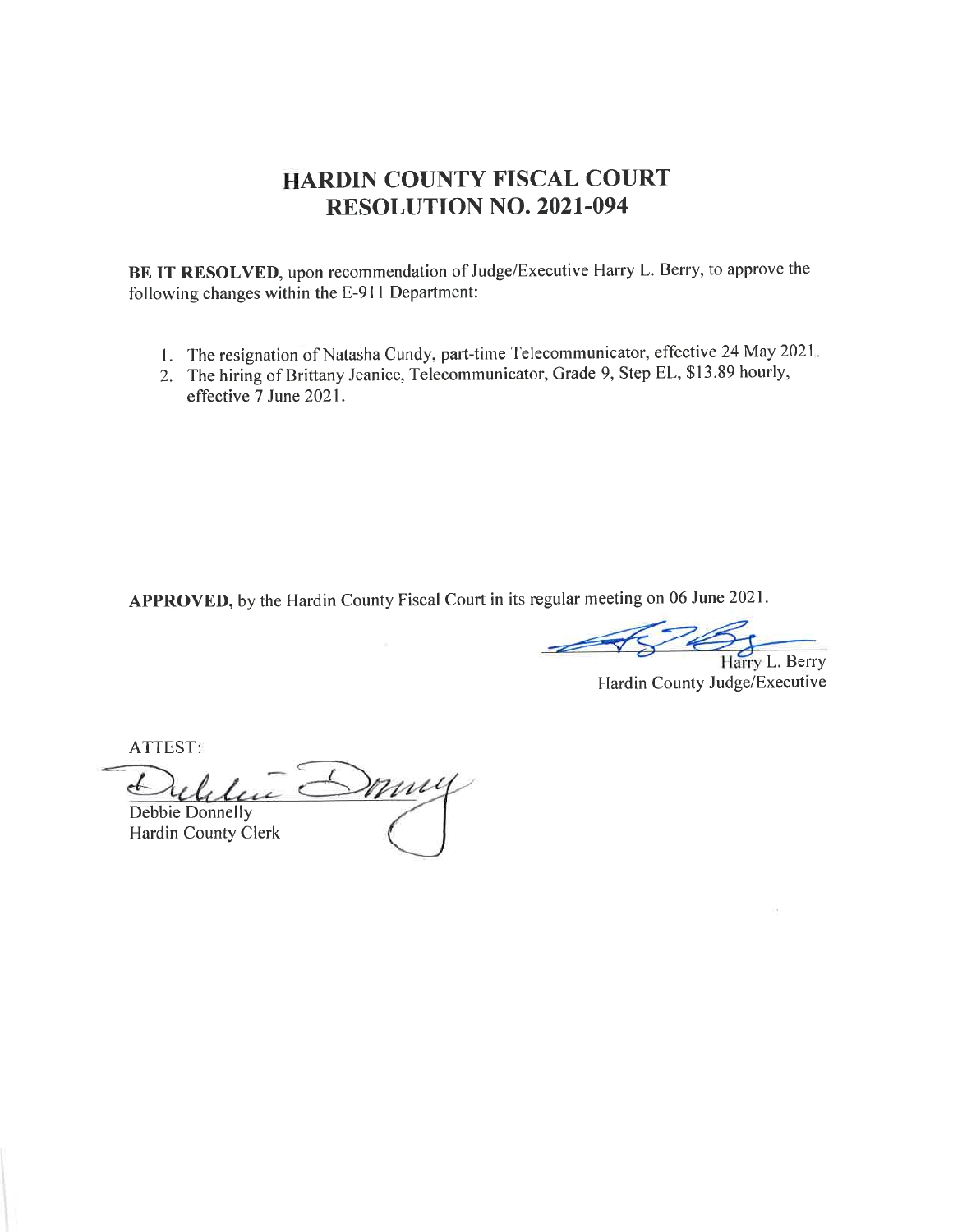# HARDIN COUNTY FISCAL COURT
# RESOLUTION NO. 2021-094

**BE IT RESOLVED**, upon recommendation of Judge/Executive Harry L. Berry, to approve the following changes within the E-911 Department:

1. The resignation of Natasha Cundy, part-time Telecommunicator, effective 24 May 2021.
2. The hiring of Brittany Jeanice, Telecommunicator, Grade 9, Step EL, $13.89 hourly, effective 7 June 2021.

**APPROVED,** by the Hardin County Fiscal Court in its regular meeting on 06 June 2021.

Harry L. Berry
Hardin County Judge/Executive

ATTEST:

Debbie Donnelly
Hardin County Clerk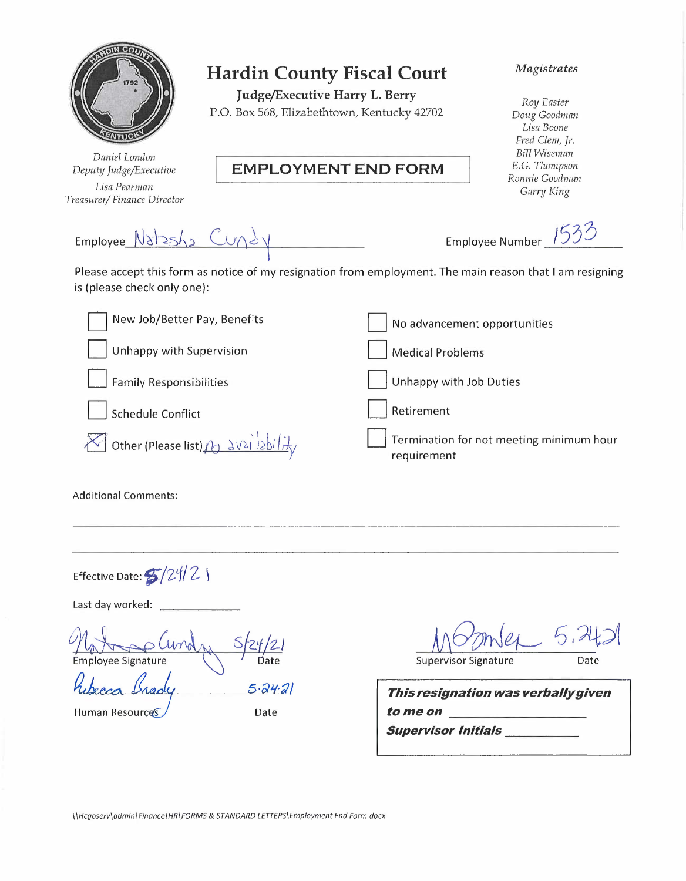# Hardin County Fiscal Court

**Judge/Executive Harry L. Berry**

P.O. Box 568, Elizabethtown, Kentucky 42702

*Daniel London*
*Deputy Judge/Executive*

*Lisa Pearman*
*Treasurer/ Finance Director*

*Magistrates*

*Roy Easter*
*Doug Goodman*
*Lisa Boone*
*Fred Clem, Jr.*
*Bill Wiseman*
*E.G. Thompson*
*Ronnie Goodman*
*Garry King*

## EMPLOYMENT END FORM

Employee Natasha Cundy          Employee Number 1533

Please accept this form as notice of my resignation from employment. The main reason that I am resigning is (please check only one):

- [ ] New Job/Better Pay, Benefits
- [ ] Unhappy with Supervision
- [ ] Family Responsibilities
- [ ] Schedule Conflict
- [x] Other (Please list) no availability
- [ ] No advancement opportunities
- [ ] Medical Problems
- [ ] Unhappy with Job Duties
- [ ] Retirement
- [ ] Termination for not meeting minimum hour requirement

Additional Comments:

Effective Date: 5/24/21

Last day worked: ____________

Employee Signature: Natasha Cundy          Date: 5/24/21

Human Resources: Rebecca Brady          Date: 5.24.21

Supervisor Signature: M Gomez          Date: 5.24.21

***This resignation was verbally given to me on*** ____________

***Supervisor Initials*** ____________

\\Hcgoserv\admin\Finance\HR\FORMS & STANDARD LETTERS\Employment End Form.docx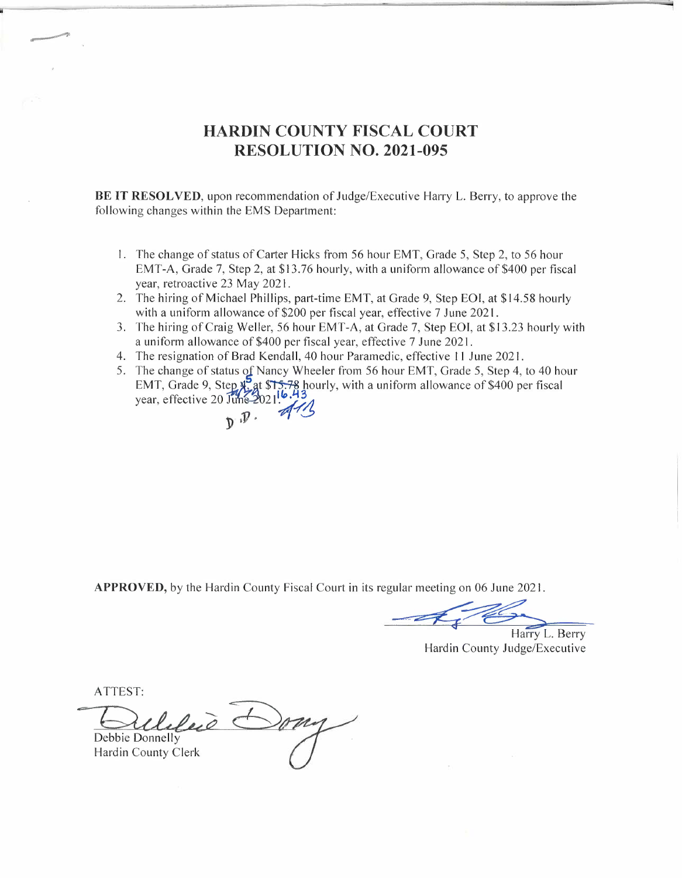# HARDIN COUNTY FISCAL COURT
# RESOLUTION NO. 2021-095

**BE IT RESOLVED**, upon recommendation of Judge/Executive Harry L. Berry, to approve the following changes within the EMS Department:

1. The change of status of Carter Hicks from 56 hour EMT, Grade 5, Step 2, to 56 hour EMT-A, Grade 7, Step 2, at $13.76 hourly, with a uniform allowance of $400 per fiscal year, retroactive 23 May 2021.
2. The hiring of Michael Phillips, part-time EMT, at Grade 9, Step EOI, at $14.58 hourly with a uniform allowance of $200 per fiscal year, effective 7 June 2021.
3. The hiring of Craig Weller, 56 hour EMT-A, at Grade 7, Step EOI, at $13.23 hourly with a uniform allowance of $400 per fiscal year, effective 7 June 2021.
4. The resignation of Brad Kendall, 40 hour Paramedic, effective 11 June 2021.
5. The change of status of Nancy Wheeler from 56 hour EMT, Grade 5, Step 4, to 40 hour EMT, Grade 9, Step ~~4~~ 5, at ~~$15.78~~ 16.43 hourly, with a uniform allowance of $400 per fiscal year, effective 20 June 2021.

D.D.

**APPROVED,** by the Hardin County Fiscal Court in its regular meeting on 06 June 2021.

Harry L. Berry
Hardin County Judge/Executive

ATTEST:

Debbie Donnelly
Hardin County Clerk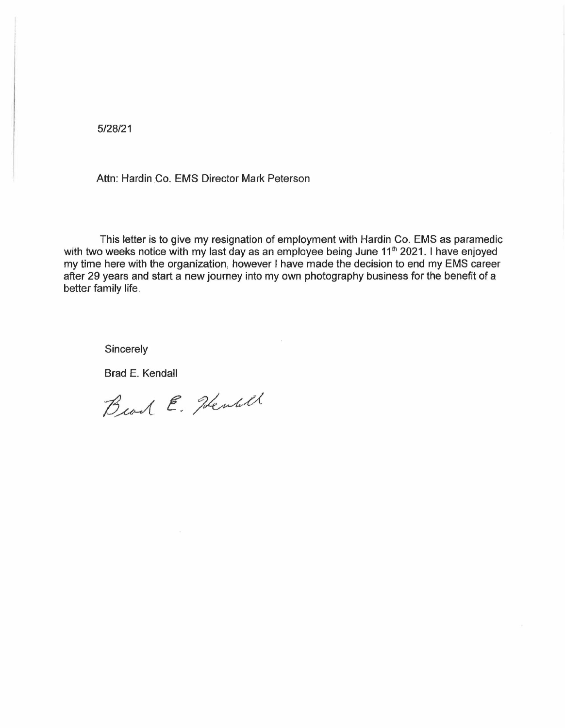5/28/21

Attn: Hardin Co. EMS Director Mark Peterson

This letter is to give my resignation of employment with Hardin Co. EMS as paramedic with two weeks notice with my last day as an employee being June 11th 2021. I have enjoyed my time here with the organization, however I have made the decision to end my EMS career after 29 years and start a new journey into my own photography business for the benefit of a better family life.

Sincerely

Brad E. Kendall

Brad E. Kendall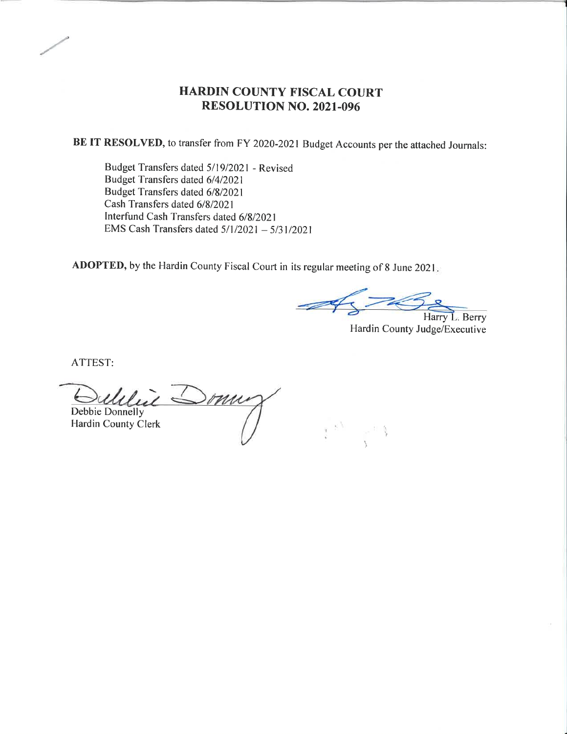# HARDIN COUNTY FISCAL COURT
# RESOLUTION NO. 2021-096

**BE IT RESOLVED,** to transfer from FY 2020-2021 Budget Accounts per the attached Journals:

Budget Transfers dated 5/19/2021 - Revised
Budget Transfers dated 6/4/2021
Budget Transfers dated 6/8/2021
Cash Transfers dated 6/8/2021
Interfund Cash Transfers dated 6/8/2021
EMS Cash Transfers dated 5/1/2021 – 5/31/2021

**ADOPTED,** by the Hardin County Fiscal Court in its regular meeting of 8 June 2021.

Harry L. Berry
Hardin County Judge/Executive

ATTEST:

Debbie Donnelly
Hardin County Clerk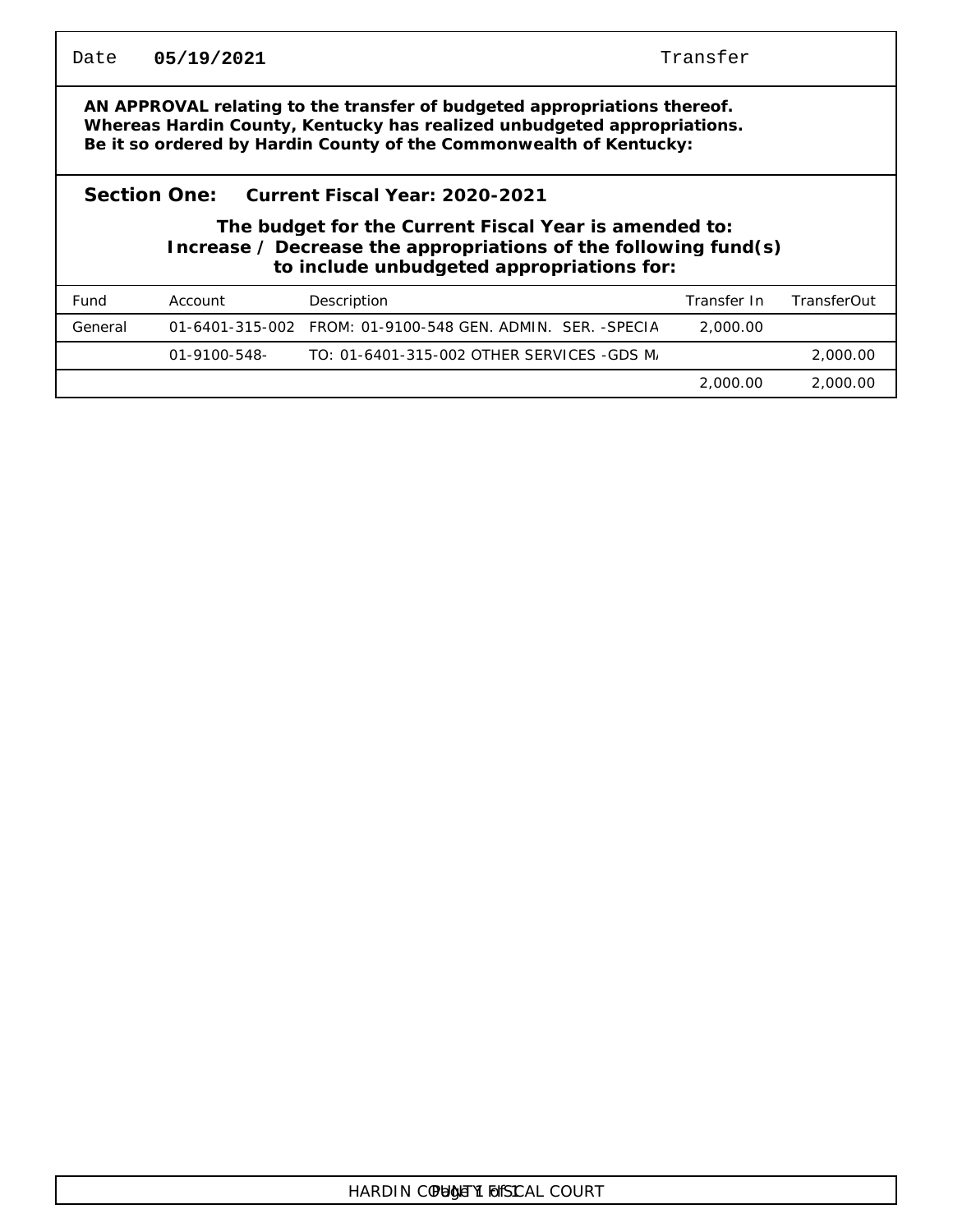Date **05/19/2021** Transfer

**AN APPROVAL relating to the transfer of budgeted appropriations thereof.**
**Whereas Hardin County, Kentucky has realized unbudgeted appropriations.**
**Be it so ordered by Hardin County of the Commonwealth of Kentucky:**

**Section One: Current Fiscal Year: 2020-2021**

**The budget for the Current Fiscal Year is amended to:**
**Increase / Decrease the appropriations of the following fund(s)**
**to include unbudgeted appropriations for:**

| Fund | Account | Description | Transfer In | TransferOut |
|---|---|---|---|---|
| General | 01-6401-315-002 | FROM: 01-9100-548 GEN. ADMIN. SER. -SPECIA | 2,000.00 | |
| | 01-9100-548- | TO: 01-6401-315-002 OTHER SERVICES -GDS M/ | | 2,000.00 |
| | | | 2,000.00 | 2,000.00 |

HARDIN COUNTY FISCAL COURT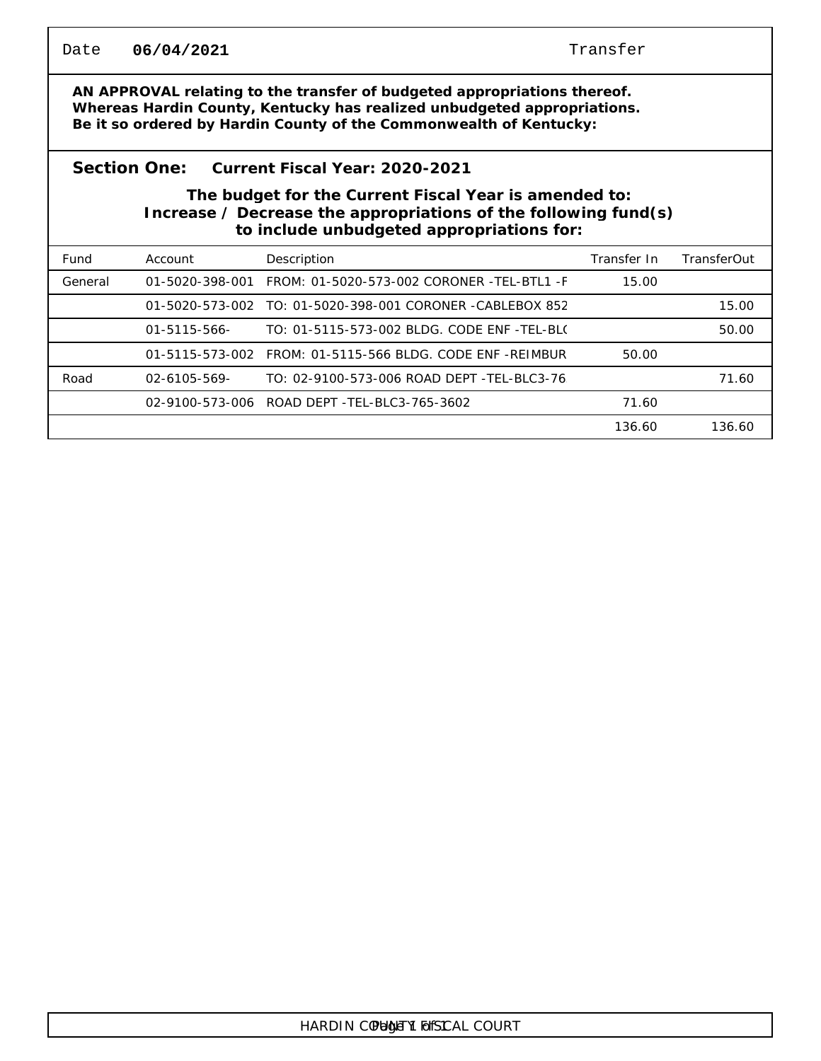Date **06/04/2021** Transfer

**AN APPROVAL relating to the transfer of budgeted appropriations thereof.**
**Whereas Hardin County, Kentucky has realized unbudgeted appropriations.**
**Be it so ordered by Hardin County of the Commonwealth of Kentucky:**

**Section One: Current Fiscal Year: 2020-2021**

**The budget for the Current Fiscal Year is amended to:**
**Increase / Decrease the appropriations of the following fund(s) to include unbudgeted appropriations for:**

| Fund | Account | Description | Transfer In | TransferOut |
|---|---|---|---|---|
| General | 01-5020-398-001 | FROM: 01-5020-573-002 CORONER -TEL-BTL1 -F | 15.00 | |
| | 01-5020-573-002 | TO: 01-5020-398-001 CORONER -CABLEBOX 852 | | 15.00 |
| | 01-5115-566- | TO: 01-5115-573-002 BLDG. CODE ENF -TEL-BL( | | 50.00 |
| | 01-5115-573-002 | FROM: 01-5115-566 BLDG. CODE ENF -REIMBUR | 50.00 | |
| Road | 02-6105-569- | TO: 02-9100-573-006 ROAD DEPT -TEL-BLC3-76 | | 71.60 |
| | 02-9100-573-006 | ROAD DEPT -TEL-BLC3-765-3602 | 71.60 | |
| | | | 136.60 | 136.60 |

HARDIN COUNTY FISCAL COURT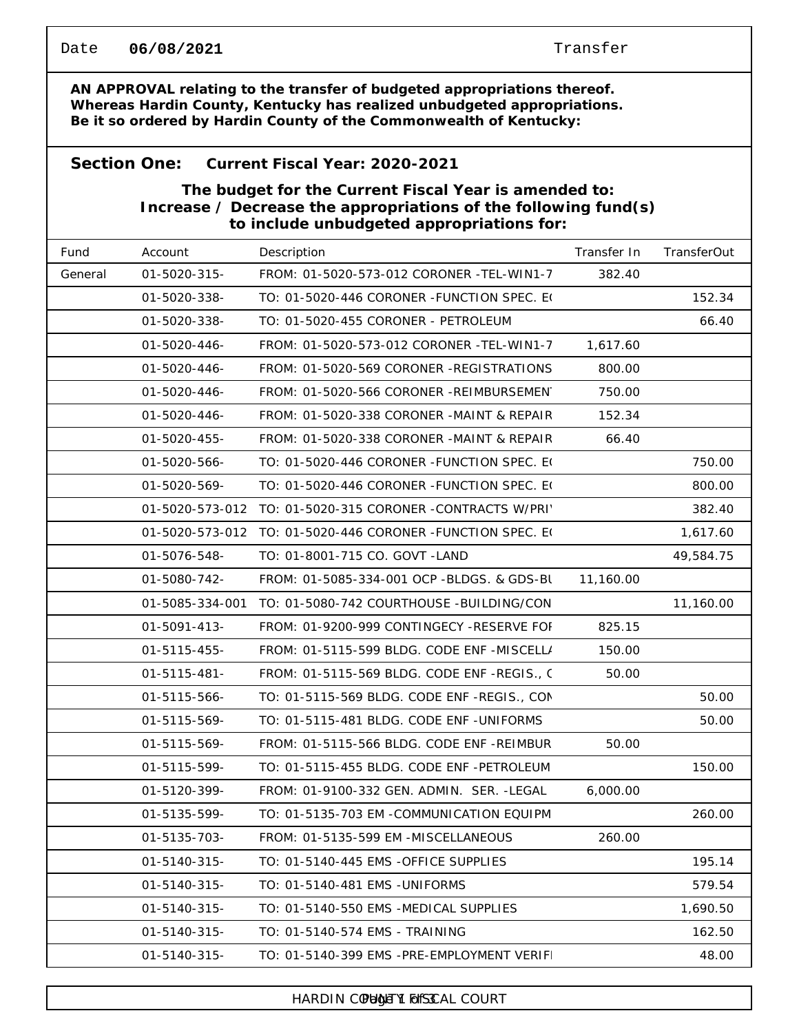Date **06/08/2021** Transfer

**AN APPROVAL relating to the transfer of budgeted appropriations thereof.**
**Whereas Hardin County, Kentucky has realized unbudgeted appropriations.**
**Be it so ordered by Hardin County of the Commonwealth of Kentucky:**

## Section One: Current Fiscal Year: 2020-2021

**The budget for the Current Fiscal Year is amended to:**
**Increase / Decrease the appropriations of the following fund(s) to include unbudgeted appropriations for:**

| Fund | Account | Description | Transfer In | TransferOut |
|---|---|---|---|---|
| General | 01-5020-315- | FROM: 01-5020-573-012 CORONER -TEL-WIN1-7 | 382.40 | |
| | 01-5020-338- | TO: 01-5020-446 CORONER -FUNCTION SPEC. E( | | 152.34 |
| | 01-5020-338- | TO: 01-5020-455 CORONER - PETROLEUM | | 66.40 |
| | 01-5020-446- | FROM: 01-5020-573-012 CORONER -TEL-WIN1-7 | 1,617.60 | |
| | 01-5020-446- | FROM: 01-5020-569 CORONER -REGISTRATIONS | 800.00 | |
| | 01-5020-446- | FROM: 01-5020-566 CORONER -REIMBURSEMENT | 750.00 | |
| | 01-5020-446- | FROM: 01-5020-338 CORONER -MAINT & REPAIR | 152.34 | |
| | 01-5020-455- | FROM: 01-5020-338 CORONER -MAINT & REPAIR | 66.40 | |
| | 01-5020-566- | TO: 01-5020-446 CORONER -FUNCTION SPEC. E( | | 750.00 |
| | 01-5020-569- | TO: 01-5020-446 CORONER -FUNCTION SPEC. E( | | 800.00 |
| | 01-5020-573-012 | TO: 01-5020-315 CORONER -CONTRACTS W/PRI\ | | 382.40 |
| | 01-5020-573-012 | TO: 01-5020-446 CORONER -FUNCTION SPEC. E( | | 1,617.60 |
| | 01-5076-548- | TO: 01-8001-715 CO. GOVT -LAND | | 49,584.75 |
| | 01-5080-742- | FROM: 01-5085-334-001 OCP -BLDGS. & GDS-BL | 11,160.00 | |
| | 01-5085-334-001 | TO: 01-5080-742 COURTHOUSE -BUILDING/CON | | 11,160.00 |
| | 01-5091-413- | FROM: 01-9200-999 CONTINGECY -RESERVE FOI | 825.15 | |
| | 01-5115-455- | FROM: 01-5115-599 BLDG. CODE ENF -MISCELL/ | 150.00 | |
| | 01-5115-481- | FROM: 01-5115-569 BLDG. CODE ENF -REGIS., C | 50.00 | |
| | 01-5115-566- | TO: 01-5115-569 BLDG. CODE ENF -REGIS., CON | | 50.00 |
| | 01-5115-569- | TO: 01-5115-481 BLDG. CODE ENF -UNIFORMS | | 50.00 |
| | 01-5115-569- | FROM: 01-5115-566 BLDG. CODE ENF -REIMBUR | 50.00 | |
| | 01-5115-599- | TO: 01-5115-455 BLDG. CODE ENF -PETROLEUM | | 150.00 |
| | 01-5120-399- | FROM: 01-9100-332 GEN. ADMIN. SER. -LEGAL | 6,000.00 | |
| | 01-5135-599- | TO: 01-5135-703 EM -COMMUNICATION EQUIPM | | 260.00 |
| | 01-5135-703- | FROM: 01-5135-599 EM -MISCELLANEOUS | 260.00 | |
| | 01-5140-315- | TO: 01-5140-445 EMS -OFFICE SUPPLIES | | 195.14 |
| | 01-5140-315- | TO: 01-5140-481 EMS -UNIFORMS | | 579.54 |
| | 01-5140-315- | TO: 01-5140-550 EMS -MEDICAL SUPPLIES | | 1,690.50 |
| | 01-5140-315- | TO: 01-5140-574 EMS - TRAINING | | 162.50 |
| | 01-5140-315- | TO: 01-5140-399 EMS -PRE-EMPLOYMENT VERIFI | | 48.00 |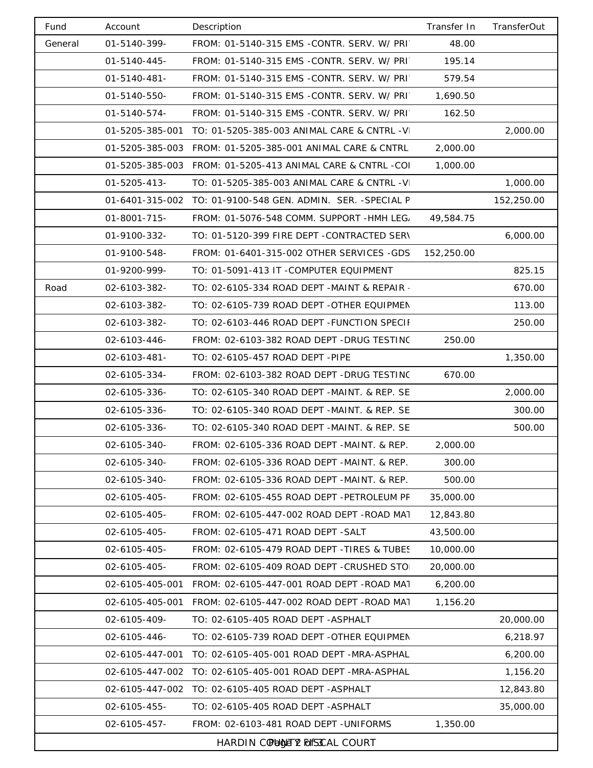| Fund | Account | Description | Transfer In | TransferOut |
|---|---|---|---|---|
| General | 01-5140-399- | FROM: 01-5140-315 EMS -CONTR. SERV. W/ PRI | 48.00 | |
| | 01-5140-445- | FROM: 01-5140-315 EMS -CONTR. SERV. W/ PRI | 195.14 | |
| | 01-5140-481- | FROM: 01-5140-315 EMS -CONTR. SERV. W/ PRI | 579.54 | |
| | 01-5140-550- | FROM: 01-5140-315 EMS -CONTR. SERV. W/ PRI | 1,690.50 | |
| | 01-5140-574- | FROM: 01-5140-315 EMS -CONTR. SERV. W/ PRI | 162.50 | |
| | 01-5205-385-001 | TO: 01-5205-385-003 ANIMAL CARE & CNTRL -VI | | 2,000.00 |
| | 01-5205-385-003 | FROM: 01-5205-385-001 ANIMAL CARE & CNTRL | 2,000.00 | |
| | 01-5205-385-003 | FROM: 01-5205-413 ANIMAL CARE & CNTRL -COI | 1,000.00 | |
| | 01-5205-413- | TO: 01-5205-385-003 ANIMAL CARE & CNTRL -VI | | 1,000.00 |
| | 01-6401-315-002 | TO: 01-9100-548 GEN. ADMIN. SER. -SPECIAL P | | 152,250.00 |
| | 01-8001-715- | FROM: 01-5076-548 COMM. SUPPORT -HMH LEG/ | 49,584.75 | |
| | 01-9100-332- | TO: 01-5120-399 FIRE DEPT -CONTRACTED SERV | | 6,000.00 |
| | 01-9100-548- | FROM: 01-6401-315-002 OTHER SERVICES -GDS | 152,250.00 | |
| | 01-9200-999- | TO: 01-5091-413 IT -COMPUTER EQUIPMENT | | 825.15 |
| Road | 02-6103-382- | TO: 02-6105-334 ROAD DEPT -MAINT & REPAIR - | | 670.00 |
| | 02-6103-382- | TO: 02-6105-739 ROAD DEPT -OTHER EQUIPMEN | | 113.00 |
| | 02-6103-382- | TO: 02-6103-446 ROAD DEPT -FUNCTION SPECIF | | 250.00 |
| | 02-6103-446- | FROM: 02-6103-382 ROAD DEPT -DRUG TESTING | 250.00 | |
| | 02-6103-481- | TO: 02-6105-457 ROAD DEPT -PIPE | | 1,350.00 |
| | 02-6105-334- | FROM: 02-6103-382 ROAD DEPT -DRUG TESTING | 670.00 | |
| | 02-6105-336- | TO: 02-6105-340 ROAD DEPT -MAINT. & REP. SE | | 2,000.00 |
| | 02-6105-336- | TO: 02-6105-340 ROAD DEPT -MAINT. & REP. SE | | 300.00 |
| | 02-6105-336- | TO: 02-6105-340 ROAD DEPT -MAINT. & REP. SE | | 500.00 |
| | 02-6105-340- | FROM: 02-6105-336 ROAD DEPT -MAINT. & REP. | 2,000.00 | |
| | 02-6105-340- | FROM: 02-6105-336 ROAD DEPT -MAINT. & REP. | 300.00 | |
| | 02-6105-340- | FROM: 02-6105-336 ROAD DEPT -MAINT. & REP. | 500.00 | |
| | 02-6105-405- | FROM: 02-6105-455 ROAD DEPT -PETROLEUM PF | 35,000.00 | |
| | 02-6105-405- | FROM: 02-6105-447-002 ROAD DEPT -ROAD MAT | 12,843.80 | |
| | 02-6105-405- | FROM: 02-6105-471 ROAD DEPT -SALT | 43,500.00 | |
| | 02-6105-405- | FROM: 02-6105-479 ROAD DEPT -TIRES & TUBES | 10,000.00 | |
| | 02-6105-405- | FROM: 02-6105-409 ROAD DEPT -CRUSHED STO | 20,000.00 | |
| | 02-6105-405-001 | FROM: 02-6105-447-001 ROAD DEPT -ROAD MAT | 6,200.00 | |
| | 02-6105-405-001 | FROM: 02-6105-447-002 ROAD DEPT -ROAD MAT | 1,156.20 | |
| | 02-6105-409- | TO: 02-6105-405 ROAD DEPT -ASPHALT | | 20,000.00 |
| | 02-6105-446- | TO: 02-6105-739 ROAD DEPT -OTHER EQUIPMEN | | 6,218.97 |
| | 02-6105-447-001 | TO: 02-6105-405-001 ROAD DEPT -MRA-ASPHAL | | 6,200.00 |
| | 02-6105-447-002 | TO: 02-6105-405-001 ROAD DEPT -MRA-ASPHAL | | 1,156.20 |
| | 02-6105-447-002 | TO: 02-6105-405 ROAD DEPT -ASPHALT | | 12,843.80 |
| | 02-6105-455- | TO: 02-6105-405 ROAD DEPT -ASPHALT | | 35,000.00 |
| | 02-6105-457- | FROM: 02-6103-481 ROAD DEPT -UNIFORMS | 1,350.00 | |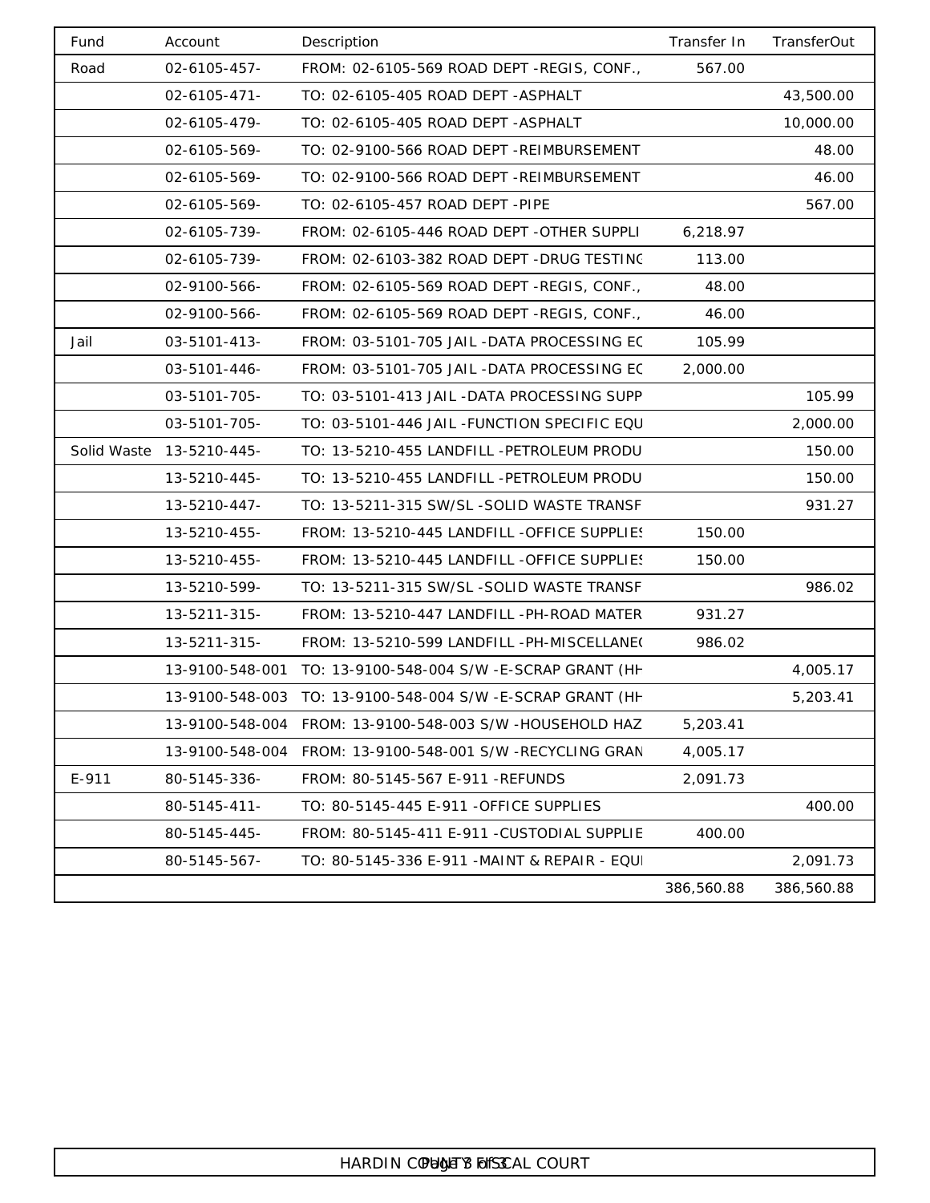| Fund | Account | Description | Transfer In | TransferOut |
|---|---|---|---|---|
| Road | 02-6105-457- | FROM: 02-6105-569 ROAD DEPT -REGIS, CONF., | 567.00 | |
| | 02-6105-471- | TO: 02-6105-405 ROAD DEPT -ASPHALT | | 43,500.00 |
| | 02-6105-479- | TO: 02-6105-405 ROAD DEPT -ASPHALT | | 10,000.00 |
| | 02-6105-569- | TO: 02-9100-566 ROAD DEPT -REIMBURSEMENT | | 48.00 |
| | 02-6105-569- | TO: 02-9100-566 ROAD DEPT -REIMBURSEMENT | | 46.00 |
| | 02-6105-569- | TO: 02-6105-457 ROAD DEPT -PIPE | | 567.00 |
| | 02-6105-739- | FROM: 02-6105-446 ROAD DEPT -OTHER SUPPLI | 6,218.97 | |
| | 02-6105-739- | FROM: 02-6103-382 ROAD DEPT -DRUG TESTINC | 113.00 | |
| | 02-9100-566- | FROM: 02-6105-569 ROAD DEPT -REGIS, CONF., | 48.00 | |
| | 02-9100-566- | FROM: 02-6105-569 ROAD DEPT -REGIS, CONF., | 46.00 | |
| Jail | 03-5101-413- | FROM: 03-5101-705 JAIL -DATA PROCESSING EC | 105.99 | |
| | 03-5101-446- | FROM: 03-5101-705 JAIL -DATA PROCESSING EC | 2,000.00 | |
| | 03-5101-705- | TO: 03-5101-413 JAIL -DATA PROCESSING SUPP | | 105.99 |
| | 03-5101-705- | TO: 03-5101-446 JAIL -FUNCTION SPECIFIC EQU | | 2,000.00 |
| Solid Waste | 13-5210-445- | TO: 13-5210-455 LANDFILL -PETROLEUM PRODU | | 150.00 |
| | 13-5210-445- | TO: 13-5210-455 LANDFILL -PETROLEUM PRODU | | 150.00 |
| | 13-5210-447- | TO: 13-5211-315 SW/SL -SOLID WASTE TRANSF | | 931.27 |
| | 13-5210-455- | FROM: 13-5210-445 LANDFILL -OFFICE SUPPLIES | 150.00 | |
| | 13-5210-455- | FROM: 13-5210-445 LANDFILL -OFFICE SUPPLIES | 150.00 | |
| | 13-5210-599- | TO: 13-5211-315 SW/SL -SOLID WASTE TRANSF | | 986.02 |
| | 13-5211-315- | FROM: 13-5210-447 LANDFILL -PH-ROAD MATER | 931.27 | |
| | 13-5211-315- | FROM: 13-5210-599 LANDFILL -PH-MISCELLANE( | 986.02 | |
| | 13-9100-548-001 | TO: 13-9100-548-004 S/W -E-SCRAP GRANT (HH | | 4,005.17 |
| | 13-9100-548-003 | TO: 13-9100-548-004 S/W -E-SCRAP GRANT (HH | | 5,203.41 |
| | 13-9100-548-004 | FROM: 13-9100-548-003 S/W -HOUSEHOLD HAZ | 5,203.41 | |
| | 13-9100-548-004 | FROM: 13-9100-548-001 S/W -RECYCLING GRAN | 4,005.17 | |
| E-911 | 80-5145-336- | FROM: 80-5145-567 E-911 -REFUNDS | 2,091.73 | |
| | 80-5145-411- | TO: 80-5145-445 E-911 -OFFICE SUPPLIES | | 400.00 |
| | 80-5145-445- | FROM: 80-5145-411 E-911 -CUSTODIAL SUPPLIE | 400.00 | |
| | 80-5145-567- | TO: 80-5145-336 E-911 -MAINT & REPAIR - EQUI | | 2,091.73 |
| | | | 386,560.88 | 386,560.88 |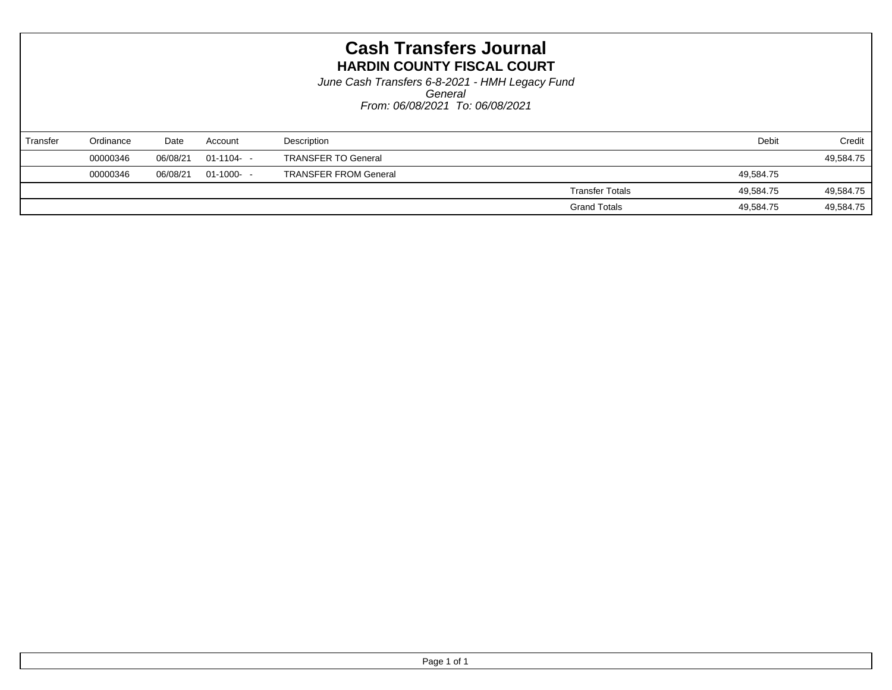# Cash Transfers Journal

## HARDIN COUNTY FISCAL COURT

*June Cash Transfers 6-8-2021 - HMH Legacy Fund*
*General*
*From: 06/08/2021 To: 06/08/2021*

| Transfer | Ordinance | Date | Account | Description | | Debit | Credit |
|---|---|---|---|---|---|---|---|
| | 00000346 | 06/08/21 | 01-1104- - | TRANSFER TO General | | | 49,584.75 |
| | 00000346 | 06/08/21 | 01-1000- - | TRANSFER FROM General | | 49,584.75 | |
| | | | | | Transfer Totals | 49,584.75 | 49,584.75 |
| | | | | | Grand Totals | 49,584.75 | 49,584.75 |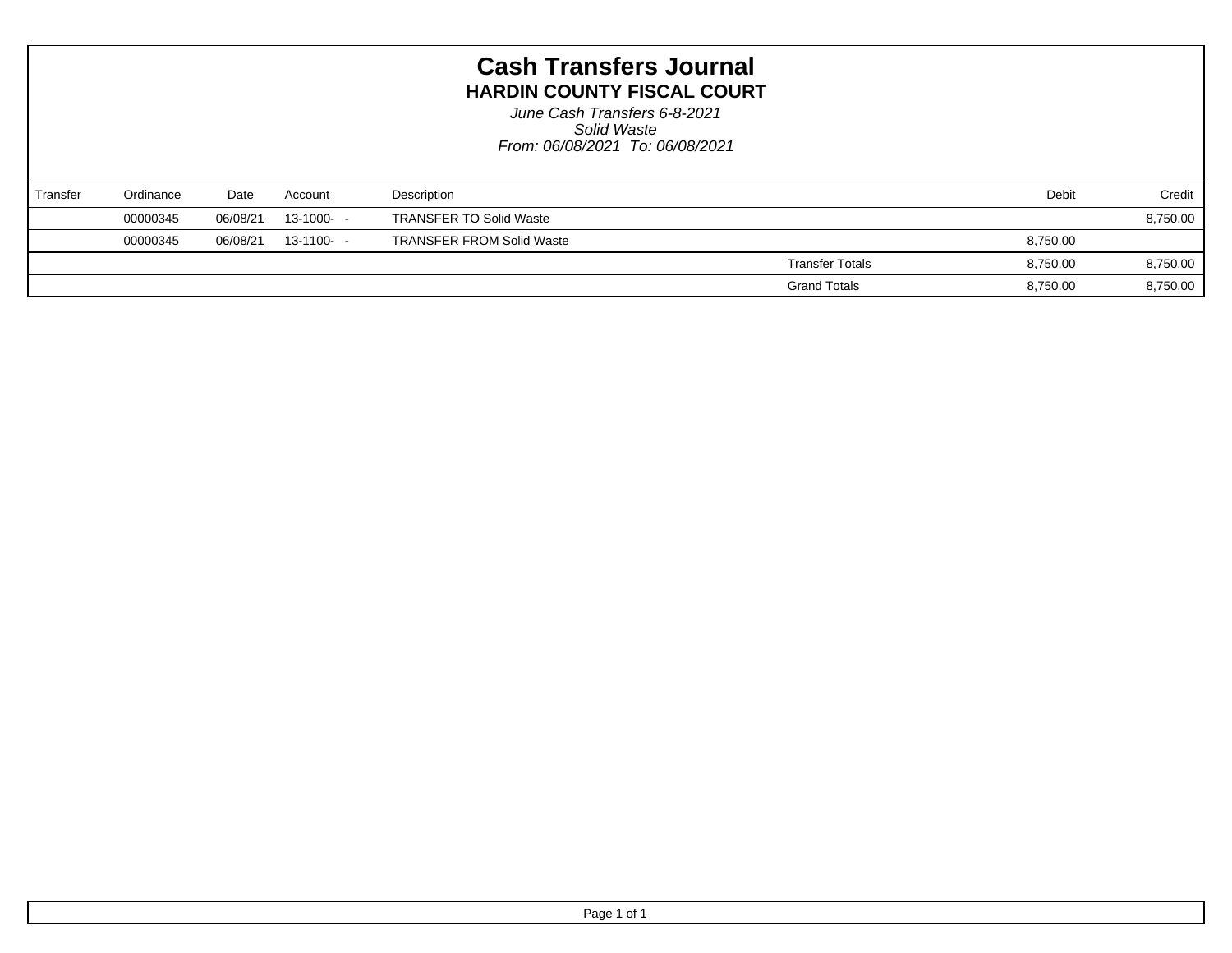# Cash Transfers Journal

## HARDIN COUNTY FISCAL COURT

*June Cash Transfers 6-8-2021*
*Solid Waste*
*From: 06/08/2021 To: 06/08/2021*

| Transfer | Ordinance | Date | Account | Description | | Debit | Credit |
|---|---|---|---|---|---|---|---|
| | 00000345 | 06/08/21 | 13-1000- - | TRANSFER TO Solid Waste | | | 8,750.00 |
| | 00000345 | 06/08/21 | 13-1100- - | TRANSFER FROM Solid Waste | | 8,750.00 | |
| | | | | | Transfer Totals | 8,750.00 | 8,750.00 |
| | | | | | Grand Totals | 8,750.00 | 8,750.00 |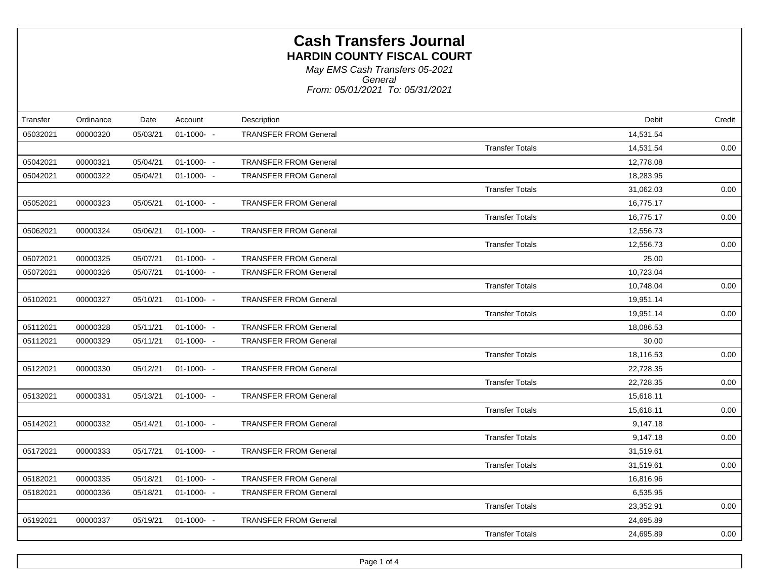# Cash Transfers Journal

## HARDIN COUNTY FISCAL COURT

*May EMS Cash Transfers 05-2021*
*General*
*From: 05/01/2021 To: 05/31/2021*

| Transfer | Ordinance | Date | Account | Description | | Debit | Credit |
|---|---|---|---|---|---|---|---|
| 05032021 | 00000320 | 05/03/21 | 01-1000- - | TRANSFER FROM General | | 14,531.54 | |
| | | | | | Transfer Totals | 14,531.54 | 0.00 |
| 05042021 | 00000321 | 05/04/21 | 01-1000- - | TRANSFER FROM General | | 12,778.08 | |
| 05042021 | 00000322 | 05/04/21 | 01-1000- - | TRANSFER FROM General | | 18,283.95 | |
| | | | | | Transfer Totals | 31,062.03 | 0.00 |
| 05052021 | 00000323 | 05/05/21 | 01-1000- - | TRANSFER FROM General | | 16,775.17 | |
| | | | | | Transfer Totals | 16,775.17 | 0.00 |
| 05062021 | 00000324 | 05/06/21 | 01-1000- - | TRANSFER FROM General | | 12,556.73 | |
| | | | | | Transfer Totals | 12,556.73 | 0.00 |
| 05072021 | 00000325 | 05/07/21 | 01-1000- - | TRANSFER FROM General | | 25.00 | |
| 05072021 | 00000326 | 05/07/21 | 01-1000- - | TRANSFER FROM General | | 10,723.04 | |
| | | | | | Transfer Totals | 10,748.04 | 0.00 |
| 05102021 | 00000327 | 05/10/21 | 01-1000- - | TRANSFER FROM General | | 19,951.14 | |
| | | | | | Transfer Totals | 19,951.14 | 0.00 |
| 05112021 | 00000328 | 05/11/21 | 01-1000- - | TRANSFER FROM General | | 18,086.53 | |
| 05112021 | 00000329 | 05/11/21 | 01-1000- - | TRANSFER FROM General | | 30.00 | |
| | | | | | Transfer Totals | 18,116.53 | 0.00 |
| 05122021 | 00000330 | 05/12/21 | 01-1000- - | TRANSFER FROM General | | 22,728.35 | |
| | | | | | Transfer Totals | 22,728.35 | 0.00 |
| 05132021 | 00000331 | 05/13/21 | 01-1000- - | TRANSFER FROM General | | 15,618.11 | |
| | | | | | Transfer Totals | 15,618.11 | 0.00 |
| 05142021 | 00000332 | 05/14/21 | 01-1000- - | TRANSFER FROM General | | 9,147.18 | |
| | | | | | Transfer Totals | 9,147.18 | 0.00 |
| 05172021 | 00000333 | 05/17/21 | 01-1000- - | TRANSFER FROM General | | 31,519.61 | |
| | | | | | Transfer Totals | 31,519.61 | 0.00 |
| 05182021 | 00000335 | 05/18/21 | 01-1000- - | TRANSFER FROM General | | 16,816.96 | |
| 05182021 | 00000336 | 05/18/21 | 01-1000- - | TRANSFER FROM General | | 6,535.95 | |
| | | | | | Transfer Totals | 23,352.91 | 0.00 |
| 05192021 | 00000337 | 05/19/21 | 01-1000- - | TRANSFER FROM General | | 24,695.89 | |
| | | | | | Transfer Totals | 24,695.89 | 0.00 |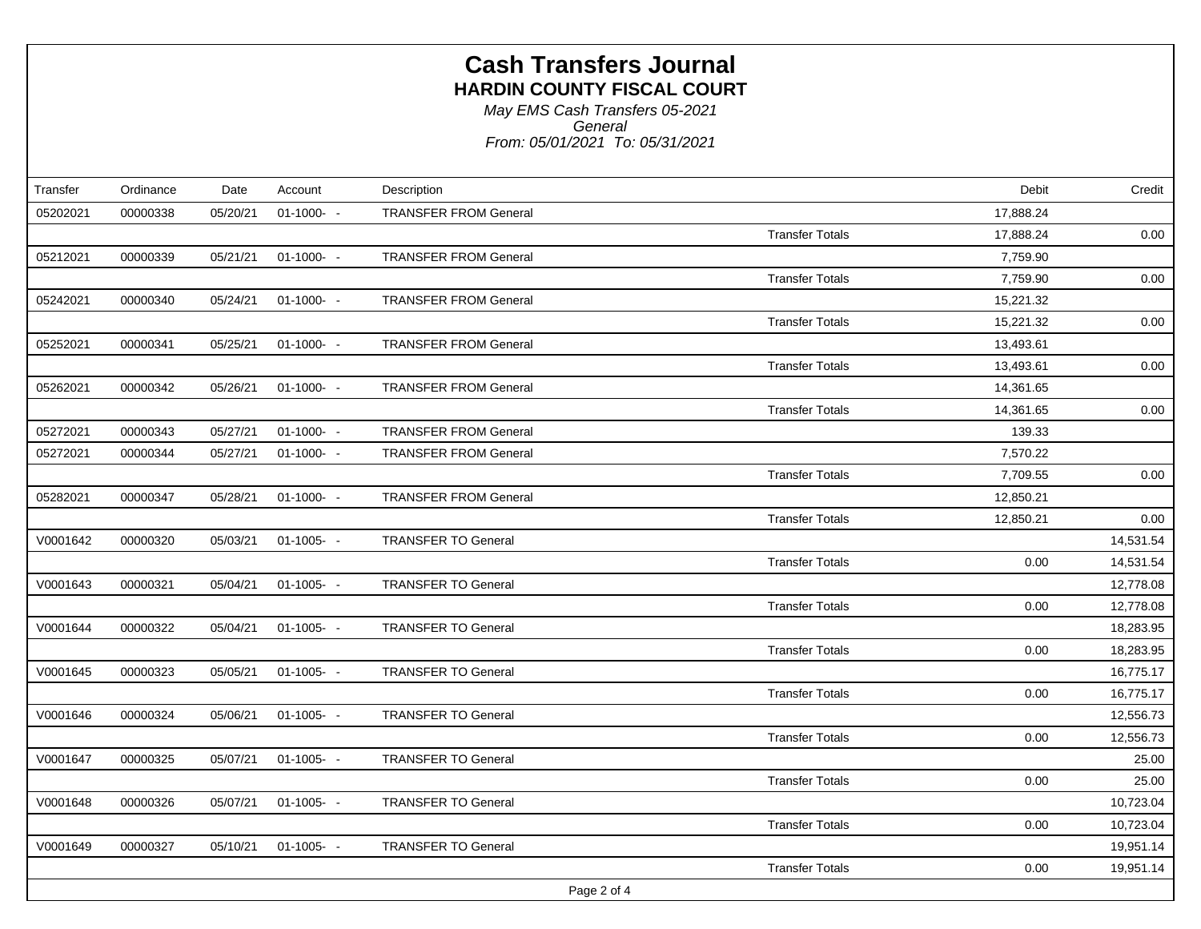# Cash Transfers Journal

## HARDIN COUNTY FISCAL COURT

*May EMS Cash Transfers 05-2021*
*General*
*From: 05/01/2021 To: 05/31/2021*

| Transfer | Ordinance | Date | Account | Description | | Debit | Credit |
|---|---|---|---|---|---|---|---|
| 05202021 | 00000338 | 05/20/21 | 01-1000- - | TRANSFER FROM General | | 17,888.24 | |
| | | | | | Transfer Totals | 17,888.24 | 0.00 |
| 05212021 | 00000339 | 05/21/21 | 01-1000- - | TRANSFER FROM General | | 7,759.90 | |
| | | | | | Transfer Totals | 7,759.90 | 0.00 |
| 05242021 | 00000340 | 05/24/21 | 01-1000- - | TRANSFER FROM General | | 15,221.32 | |
| | | | | | Transfer Totals | 15,221.32 | 0.00 |
| 05252021 | 00000341 | 05/25/21 | 01-1000- - | TRANSFER FROM General | | 13,493.61 | |
| | | | | | Transfer Totals | 13,493.61 | 0.00 |
| 05262021 | 00000342 | 05/26/21 | 01-1000- - | TRANSFER FROM General | | 14,361.65 | |
| | | | | | Transfer Totals | 14,361.65 | 0.00 |
| 05272021 | 00000343 | 05/27/21 | 01-1000- - | TRANSFER FROM General | | 139.33 | |
| 05272021 | 00000344 | 05/27/21 | 01-1000- - | TRANSFER FROM General | | 7,570.22 | |
| | | | | | Transfer Totals | 7,709.55 | 0.00 |
| 05282021 | 00000347 | 05/28/21 | 01-1000- - | TRANSFER FROM General | | 12,850.21 | |
| | | | | | Transfer Totals | 12,850.21 | 0.00 |
| V0001642 | 00000320 | 05/03/21 | 01-1005- - | TRANSFER TO General | | | 14,531.54 |
| | | | | | Transfer Totals | 0.00 | 14,531.54 |
| V0001643 | 00000321 | 05/04/21 | 01-1005- - | TRANSFER TO General | | | 12,778.08 |
| | | | | | Transfer Totals | 0.00 | 12,778.08 |
| V0001644 | 00000322 | 05/04/21 | 01-1005- - | TRANSFER TO General | | | 18,283.95 |
| | | | | | Transfer Totals | 0.00 | 18,283.95 |
| V0001645 | 00000323 | 05/05/21 | 01-1005- - | TRANSFER TO General | | | 16,775.17 |
| | | | | | Transfer Totals | 0.00 | 16,775.17 |
| V0001646 | 00000324 | 05/06/21 | 01-1005- - | TRANSFER TO General | | | 12,556.73 |
| | | | | | Transfer Totals | 0.00 | 12,556.73 |
| V0001647 | 00000325 | 05/07/21 | 01-1005- - | TRANSFER TO General | | | 25.00 |
| | | | | | Transfer Totals | 0.00 | 25.00 |
| V0001648 | 00000326 | 05/07/21 | 01-1005- - | TRANSFER TO General | | | 10,723.04 |
| | | | | | Transfer Totals | 0.00 | 10,723.04 |
| V0001649 | 00000327 | 05/10/21 | 01-1005- - | TRANSFER TO General | | | 19,951.14 |
| | | | | | Transfer Totals | 0.00 | 19,951.14 |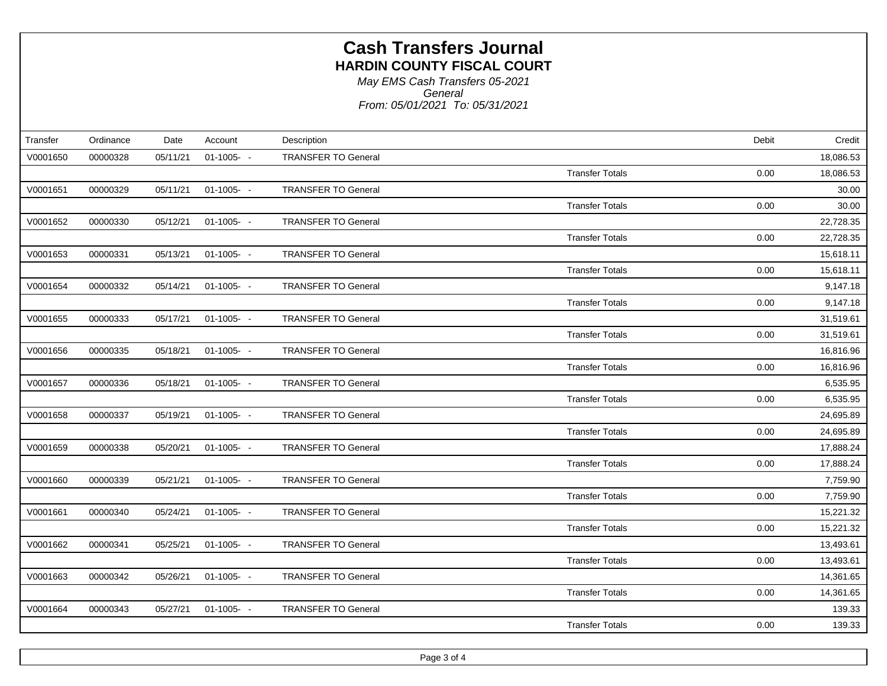# Cash Transfers Journal

## HARDIN COUNTY FISCAL COURT

*May EMS Cash Transfers 05-2021*
*General*
*From: 05/01/2021 To: 05/31/2021*

| Transfer | Ordinance | Date | Account | Description | | Debit | Credit |
|---|---|---|---|---|---|---|---|
| V0001650 | 00000328 | 05/11/21 | 01-1005- - | TRANSFER TO General | | | 18,086.53 |
| | | | | | Transfer Totals | 0.00 | 18,086.53 |
| V0001651 | 00000329 | 05/11/21 | 01-1005- - | TRANSFER TO General | | | 30.00 |
| | | | | | Transfer Totals | 0.00 | 30.00 |
| V0001652 | 00000330 | 05/12/21 | 01-1005- - | TRANSFER TO General | | | 22,728.35 |
| | | | | | Transfer Totals | 0.00 | 22,728.35 |
| V0001653 | 00000331 | 05/13/21 | 01-1005- - | TRANSFER TO General | | | 15,618.11 |
| | | | | | Transfer Totals | 0.00 | 15,618.11 |
| V0001654 | 00000332 | 05/14/21 | 01-1005- - | TRANSFER TO General | | | 9,147.18 |
| | | | | | Transfer Totals | 0.00 | 9,147.18 |
| V0001655 | 00000333 | 05/17/21 | 01-1005- - | TRANSFER TO General | | | 31,519.61 |
| | | | | | Transfer Totals | 0.00 | 31,519.61 |
| V0001656 | 00000335 | 05/18/21 | 01-1005- - | TRANSFER TO General | | | 16,816.96 |
| | | | | | Transfer Totals | 0.00 | 16,816.96 |
| V0001657 | 00000336 | 05/18/21 | 01-1005- - | TRANSFER TO General | | | 6,535.95 |
| | | | | | Transfer Totals | 0.00 | 6,535.95 |
| V0001658 | 00000337 | 05/19/21 | 01-1005- - | TRANSFER TO General | | | 24,695.89 |
| | | | | | Transfer Totals | 0.00 | 24,695.89 |
| V0001659 | 00000338 | 05/20/21 | 01-1005- - | TRANSFER TO General | | | 17,888.24 |
| | | | | | Transfer Totals | 0.00 | 17,888.24 |
| V0001660 | 00000339 | 05/21/21 | 01-1005- - | TRANSFER TO General | | | 7,759.90 |
| | | | | | Transfer Totals | 0.00 | 7,759.90 |
| V0001661 | 00000340 | 05/24/21 | 01-1005- - | TRANSFER TO General | | | 15,221.32 |
| | | | | | Transfer Totals | 0.00 | 15,221.32 |
| V0001662 | 00000341 | 05/25/21 | 01-1005- - | TRANSFER TO General | | | 13,493.61 |
| | | | | | Transfer Totals | 0.00 | 13,493.61 |
| V0001663 | 00000342 | 05/26/21 | 01-1005- - | TRANSFER TO General | | | 14,361.65 |
| | | | | | Transfer Totals | 0.00 | 14,361.65 |
| V0001664 | 00000343 | 05/27/21 | 01-1005- - | TRANSFER TO General | | | 139.33 |
| | | | | | Transfer Totals | 0.00 | 139.33 |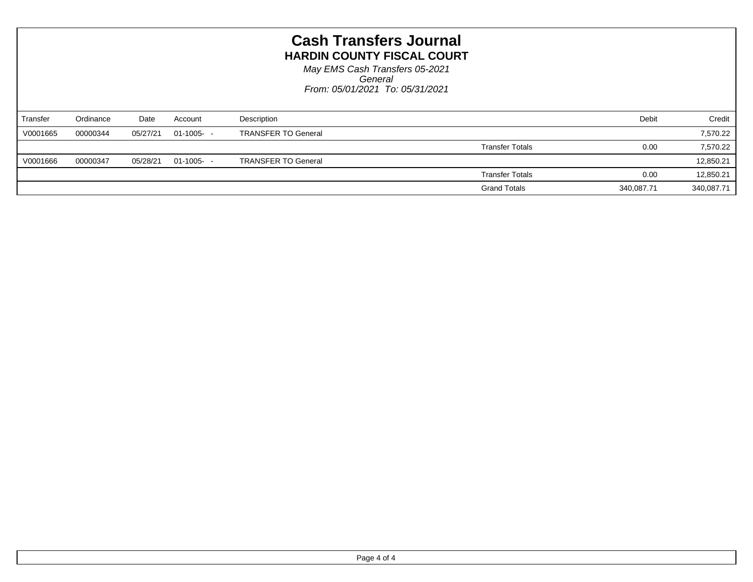# Cash Transfers Journal

## HARDIN COUNTY FISCAL COURT

*May EMS Cash Transfers 05-2021*
*General*
*From: 05/01/2021 To: 05/31/2021*

| Transfer | Ordinance | Date | Account | Description | | Debit | Credit |
|---|---|---|---|---|---|---|---|
| V0001665 | 00000344 | 05/27/21 | 01-1005- - | TRANSFER TO General | | | 7,570.22 |
| | | | | | Transfer Totals | 0.00 | 7,570.22 |
| V0001666 | 00000347 | 05/28/21 | 01-1005- - | TRANSFER TO General | | | 12,850.21 |
| | | | | | Transfer Totals | 0.00 | 12,850.21 |
| | | | | | Grand Totals | 340,087.71 | 340,087.71 |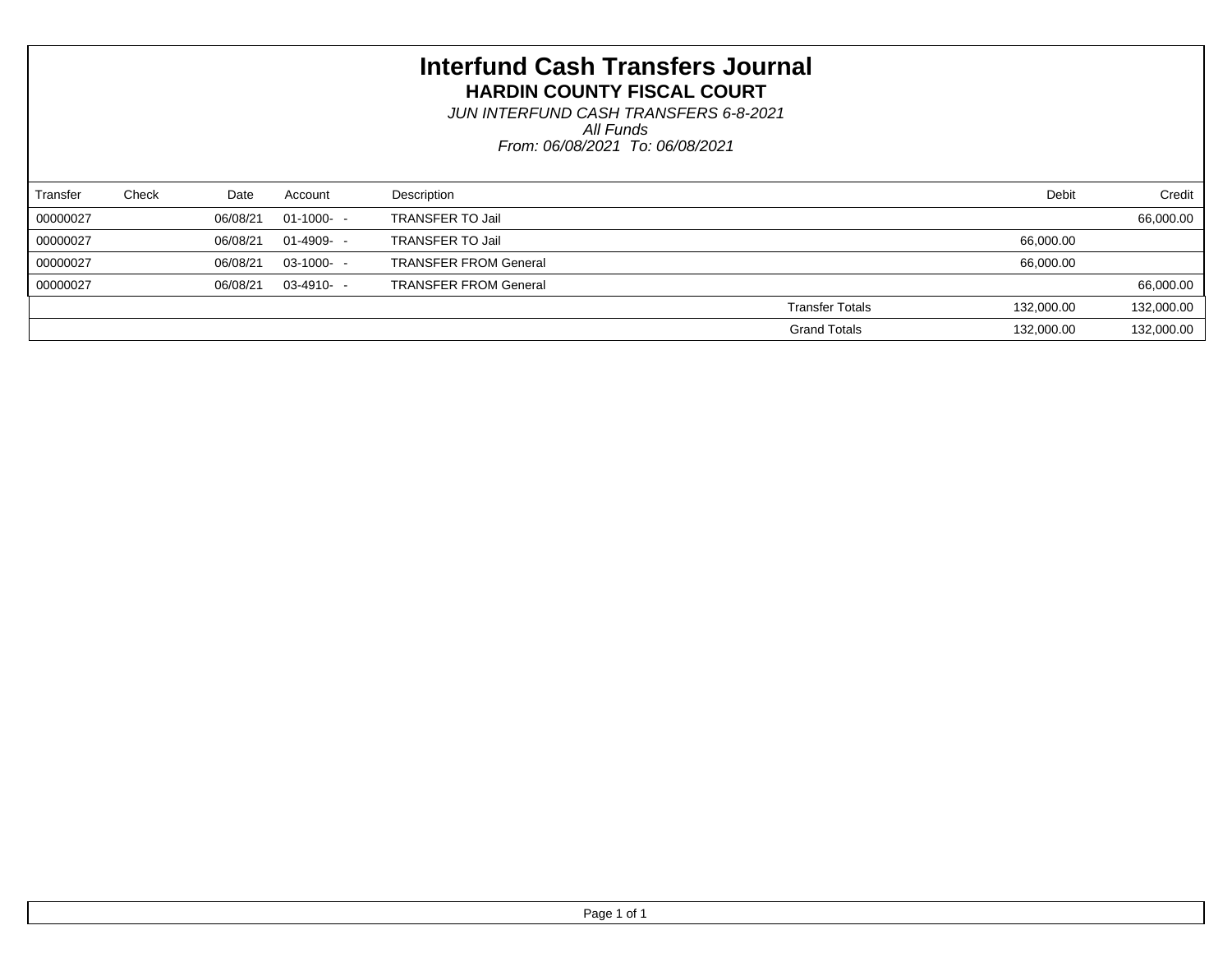# Interfund Cash Transfers Journal

## HARDIN COUNTY FISCAL COURT

*JUN INTERFUND CASH TRANSFERS 6-8-2021*

*All Funds*

*From: 06/08/2021 To: 06/08/2021*

| Transfer | Check | Date | Account | Description | | Debit | Credit |
|---|---|---|---|---|---|---|---|
| 00000027 | | 06/08/21 | 01-1000- - | TRANSFER TO Jail | | | 66,000.00 |
| 00000027 | | 06/08/21 | 01-4909- - | TRANSFER TO Jail | | 66,000.00 | |
| 00000027 | | 06/08/21 | 03-1000- - | TRANSFER FROM General | | 66,000.00 | |
| 00000027 | | 06/08/21 | 03-4910- - | TRANSFER FROM General | | | 66,000.00 |
| | | | | | Transfer Totals | 132,000.00 | 132,000.00 |
| | | | | | Grand Totals | 132,000.00 | 132,000.00 |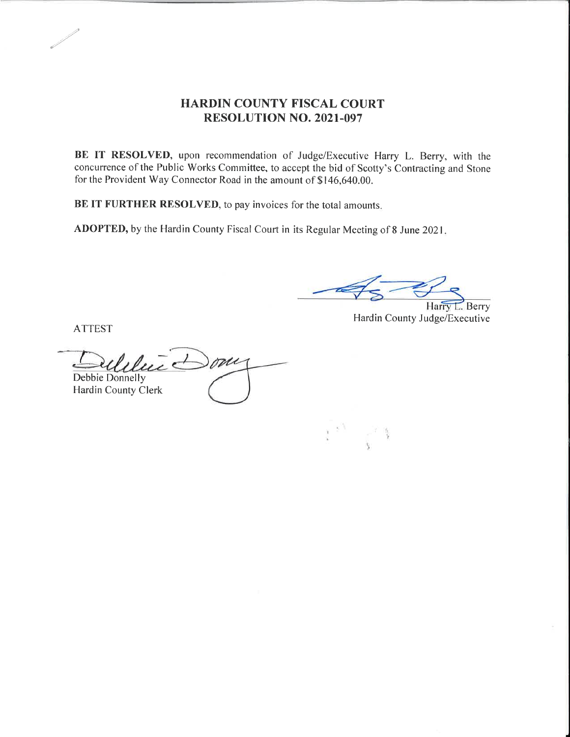# HARDIN COUNTY FISCAL COURT
## RESOLUTION NO. 2021-097

**BE IT RESOLVED**, upon recommendation of Judge/Executive Harry L. Berry, with the concurrence of the Public Works Committee, to accept the bid of Scotty's Contracting and Stone for the Provident Way Connector Road in the amount of $146,640.00.

**BE IT FURTHER RESOLVED**, to pay invoices for the total amounts.

**ADOPTED,** by the Hardin County Fiscal Court in its Regular Meeting of 8 June 2021.

Harry L. Berry
Hardin County Judge/Executive

ATTEST

Debbie Donnelly
Hardin County Clerk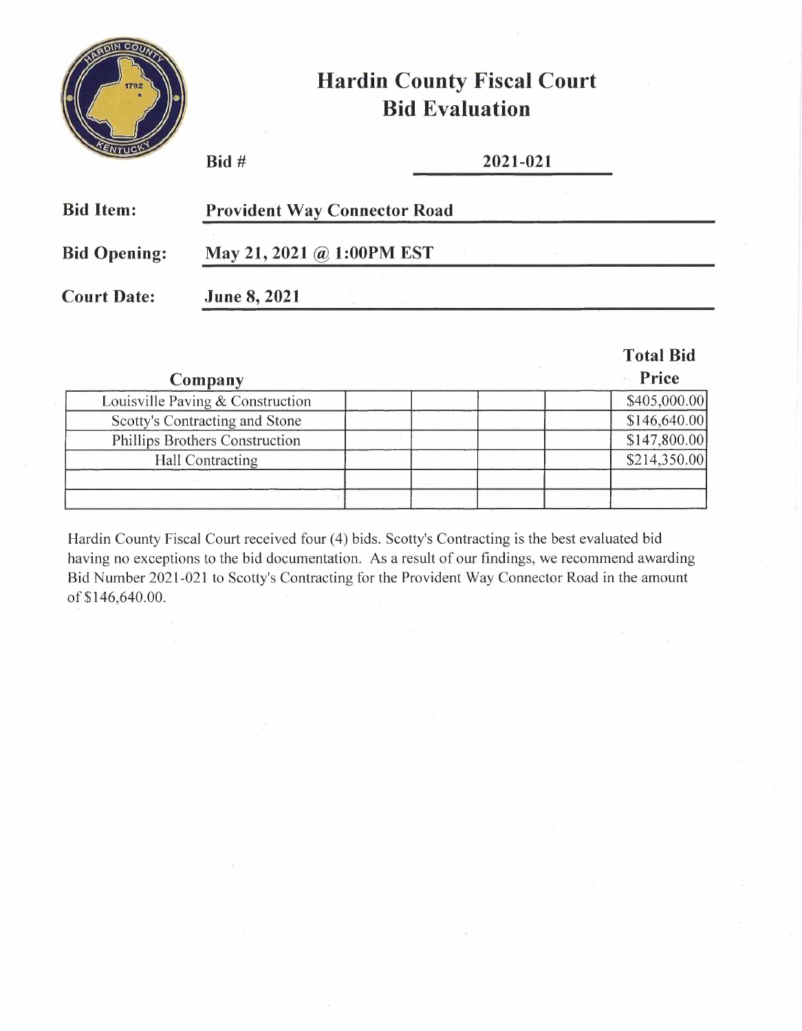# Hardin County Fiscal Court
## Bid Evaluation

**Bid #** **2021-021**

**Bid Item:** **Provident Way Connector Road**

**Bid Opening:** **May 21, 2021 @ 1:00PM EST**

**Court Date:** **June 8, 2021**

| Company | | | | | Total Bid Price |
|---|---|---|---|---|---|
| Louisville Paving & Construction | | | | | $405,000.00 |
| Scotty's Contracting and Stone | | | | | $146,640.00 |
| Phillips Brothers Construction | | | | | $147,800.00 |
| Hall Contracting | | | | | $214,350.00 |
| | | | | | |
| | | | | | |

Hardin County Fiscal Court received four (4) bids. Scotty's Contracting is the best evaluated bid having no exceptions to the bid documentation. As a result of our findings, we recommend awarding Bid Number 2021-021 to Scotty's Contracting for the Provident Way Connector Road in the amount of $146,640.00.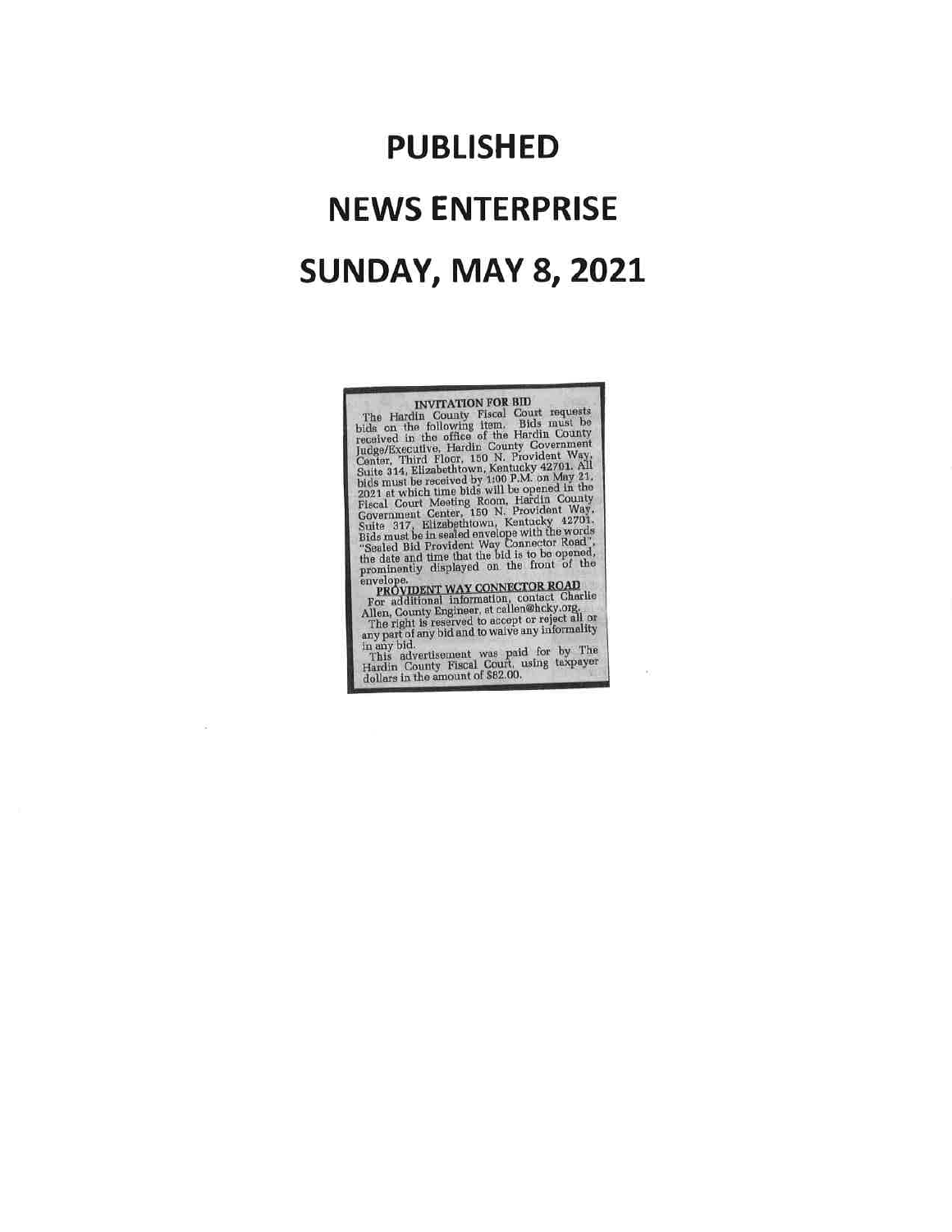# PUBLISHED

# NEWS ENTERPRISE

# SUNDAY, MAY 8, 2021

**INVITATION FOR BID**

The Hardin County Fiscal Court requests bids on the following item. Bids must be received in the office of the Hardin County Judge/Executive, Hardin County Government Center, Third Floor, 150 N. Provident Way, Suite 314, Elizabethtown, Kentucky 42701. All bids must be received by 1:00 P.M. on May 21, 2021 at which time bids will be opened in the Fiscal Court Meeting Room, Hardin County Government Center, 150 N. Provident Way, Suite 317, Elizabethtown, Kentucky 42701. Bids must be in sealed envelope with the words "Sealed Bid Provident Way Connector Road", the date and time that the bid is to be opened, prominently displayed on the front of the envelope.

**PROVIDENT WAY CONNECTOR ROAD**

For additional information, contact Charlie Allen, County Engineer, at callen@hcky.org.

The right is reserved to accept or reject all or any part of any bid and to waive any informality in any bid.

This advertisement was paid for by The Hardin County Fiscal Court, using taxpayer dollars in the amount of $62.00.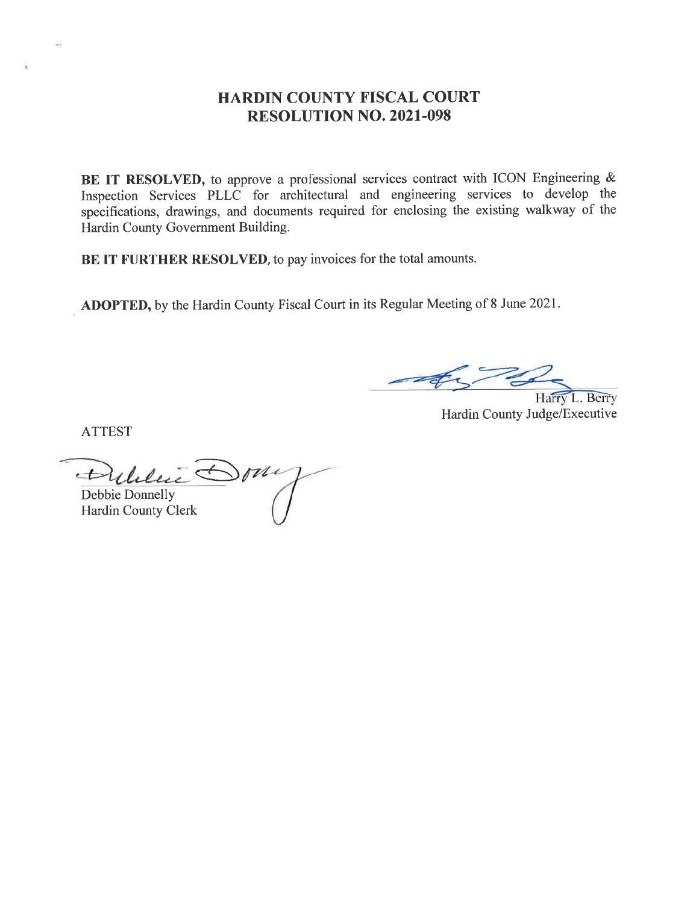# HARDIN COUNTY FISCAL COURT
# RESOLUTION NO. 2021-098

**BE IT RESOLVED,** to approve a professional services contract with ICON Engineering & Inspection Services PLLC for architectural and engineering services to develop the specifications, drawings, and documents required for enclosing the existing walkway of the Hardin County Government Building.

**BE IT FURTHER RESOLVED,** to pay invoices for the total amounts.

**ADOPTED,** by the Hardin County Fiscal Court in its Regular Meeting of 8 June 2021.

Harry L. Berry
Hardin County Judge/Executive

ATTEST

Debbie Donnelly
Hardin County Clerk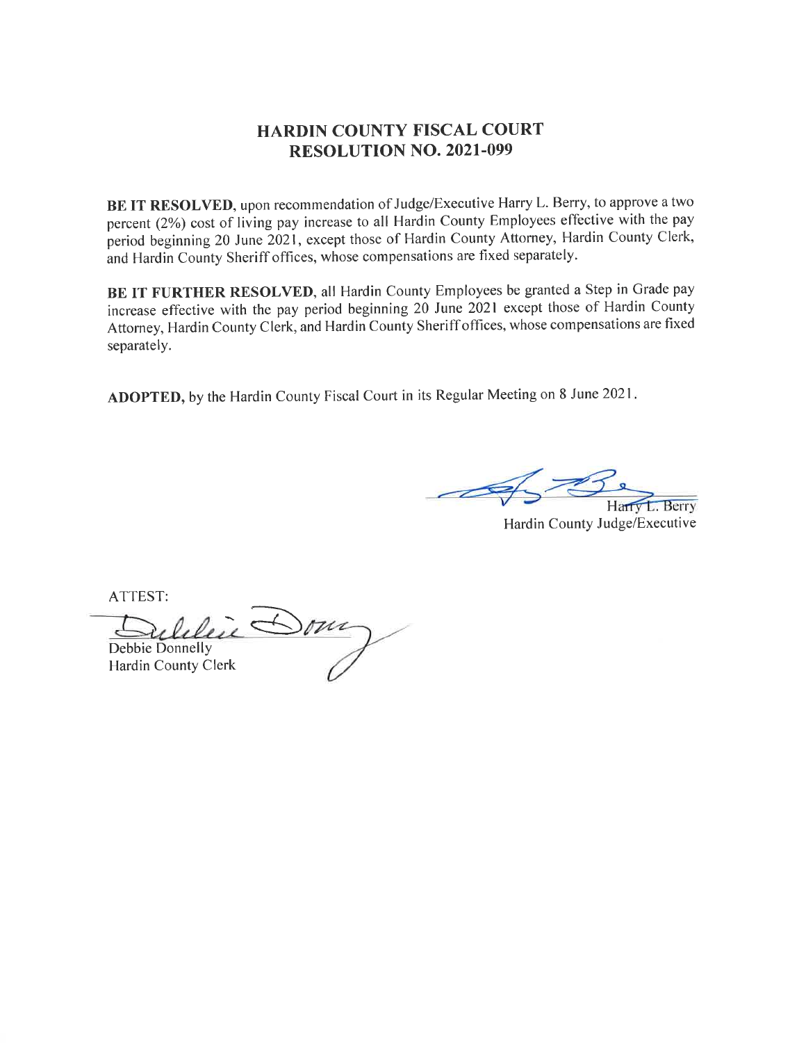# HARDIN COUNTY FISCAL COURT
# RESOLUTION NO. 2021-099

**BE IT RESOLVED**, upon recommendation of Judge/Executive Harry L. Berry, to approve a two percent (2%) cost of living pay increase to all Hardin County Employees effective with the pay period beginning 20 June 2021, except those of Hardin County Attorney, Hardin County Clerk, and Hardin County Sheriff offices, whose compensations are fixed separately.

**BE IT FURTHER RESOLVED**, all Hardin County Employees be granted a Step in Grade pay increase effective with the pay period beginning 20 June 2021 except those of Hardin County Attorney, Hardin County Clerk, and Hardin County Sheriff offices, whose compensations are fixed separately.

**ADOPTED,** by the Hardin County Fiscal Court in its Regular Meeting on 8 June 2021.

Harry L. Berry
Hardin County Judge/Executive

ATTEST:

Debbie Donnelly
Hardin County Clerk